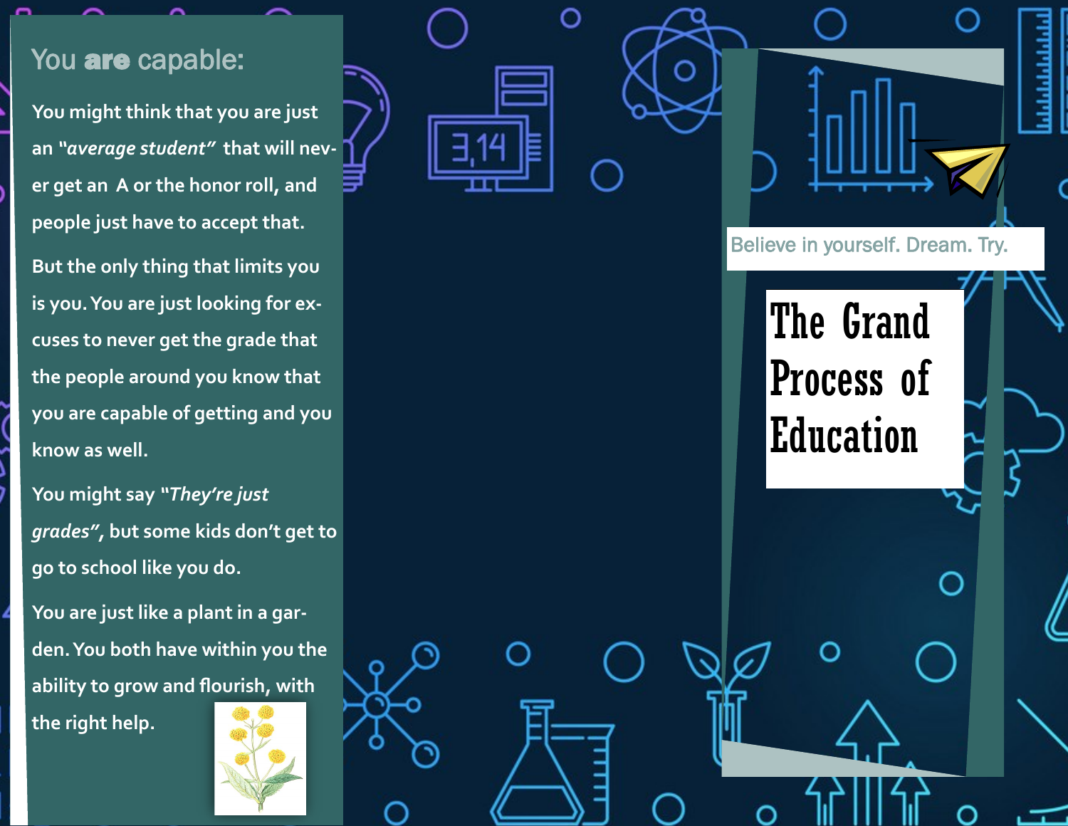## You **are** capable:

You might think that you are just an *"average student"* that will never get an A or the honor roll, and people just have to accept that.

But the only thing that limits you is you. You are just looking for excuses to never get the grade that the people around you know that you are capable of getting and you know as well.

You might say *"They're just grades"*, but some kids don't get to go to school like you do.

You are just like a plant in a garden. You both have within you the ability to grow and flourish, with the right help.

Believe in yourself. Dream. Try.

# The Grand Process of Education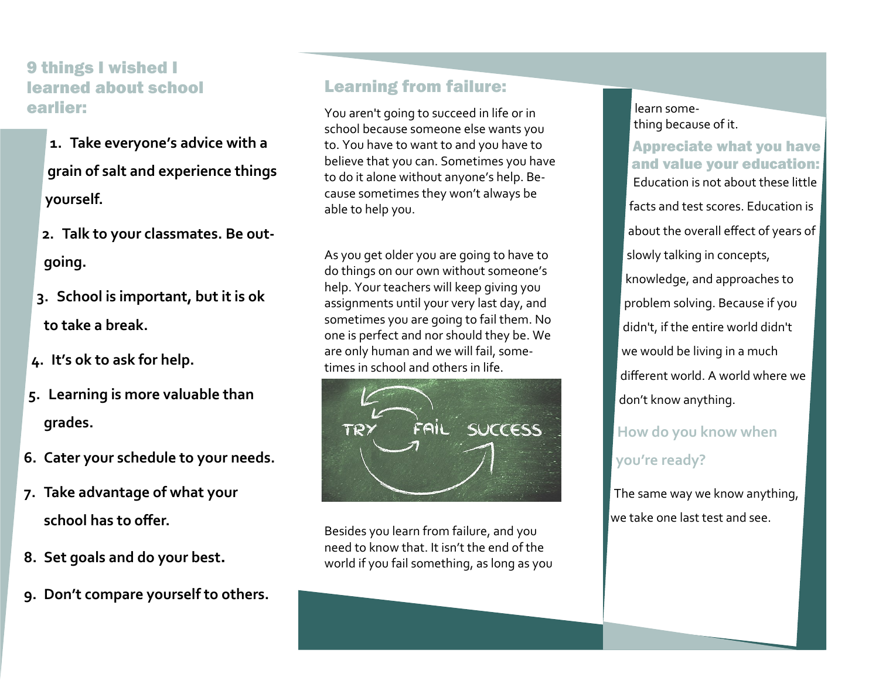## 9 things I wished I learned about school earlier:

1. **Take everyone's advice with a grain of salt and experience things yourself.**
2. **Talk to your classmates. Be outgoing.**
3. **School is important, but it is ok to take a break.**
4. **It's ok to ask for help.**
5. **Learning is more valuable than grades.**
6. **Cater your schedule to your needs.**
7. **Take advantage of what your school has to offer.**
8. **Set goals and do your best.**
9. **Don't compare yourself to others.**

## Learning from failure:

You aren't going to succeed in life or in school because someone else wants you to. You have to want to and you have to believe that you can. Sometimes you have to do it alone without anyone's help. Because sometimes they won't always be able to help you.

As you get older you are going to have to do things on our own without someone's help. Your teachers will keep giving you assignments until your very last day, and sometimes you are going to fail them. No one is perfect and nor should they be. We are only human and we will fail, sometimes in school and others in life.

TRY FAIL SUCCESS

Besides you learn from failure, and you need to know that. It isn't the end of the world if you fail something, as long as you learn something because of it.

## Appreciate what you have and value your education:

Education is not about these little facts and test scores. Education is about the overall effect of years of slowly talking in concepts, knowledge, and approaches to problem solving. Because if you didn't, if the entire world didn't we would be living in a much different world. A world where we don't know anything.

## How do you know when you're ready?

The same way we know anything, we take one last test and see.